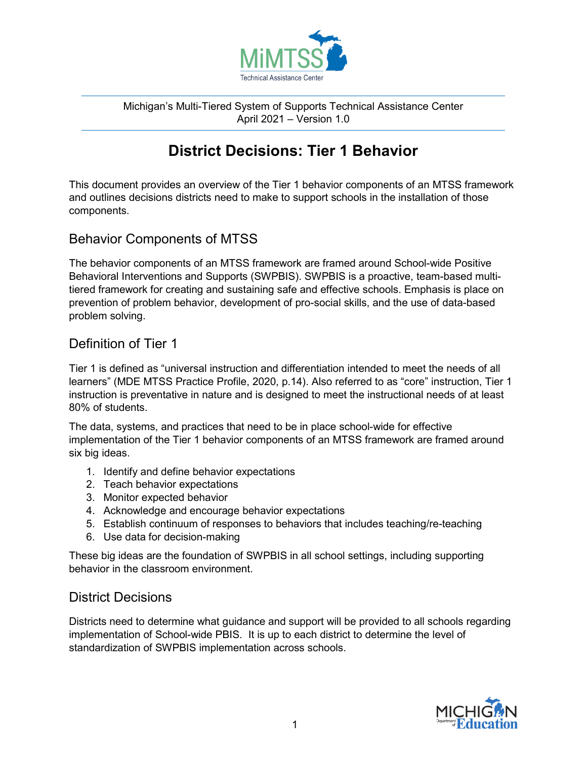Michigan's Multi-Tiered System of Supports Technical Assistance Center
April 2021 – Version 1.0

# District Decisions: Tier 1 Behavior

This document provides an overview of the Tier 1 behavior components of an MTSS framework and outlines decisions districts need to make to support schools in the installation of those components.

## Behavior Components of MTSS

The behavior components of an MTSS framework are framed around School-wide Positive Behavioral Interventions and Supports (SWPBIS). SWPBIS is a proactive, team-based multi-tiered framework for creating and sustaining safe and effective schools. Emphasis is place on prevention of problem behavior, development of pro-social skills, and the use of data-based problem solving.

## Definition of Tier 1

Tier 1 is defined as "universal instruction and differentiation intended to meet the needs of all learners" (MDE MTSS Practice Profile, 2020, p.14). Also referred to as "core" instruction, Tier 1 instruction is preventative in nature and is designed to meet the instructional needs of at least 80% of students.

The data, systems, and practices that need to be in place school-wide for effective implementation of the Tier 1 behavior components of an MTSS framework are framed around six big ideas.

1. Identify and define behavior expectations
2. Teach behavior expectations
3. Monitor expected behavior
4. Acknowledge and encourage behavior expectations
5. Establish continuum of responses to behaviors that includes teaching/re-teaching
6. Use data for decision-making

These big ideas are the foundation of SWPBIS in all school settings, including supporting behavior in the classroom environment.

## District Decisions

Districts need to determine what guidance and support will be provided to all schools regarding implementation of School-wide PBIS. It is up to each district to determine the level of standardization of SWPBIS implementation across schools.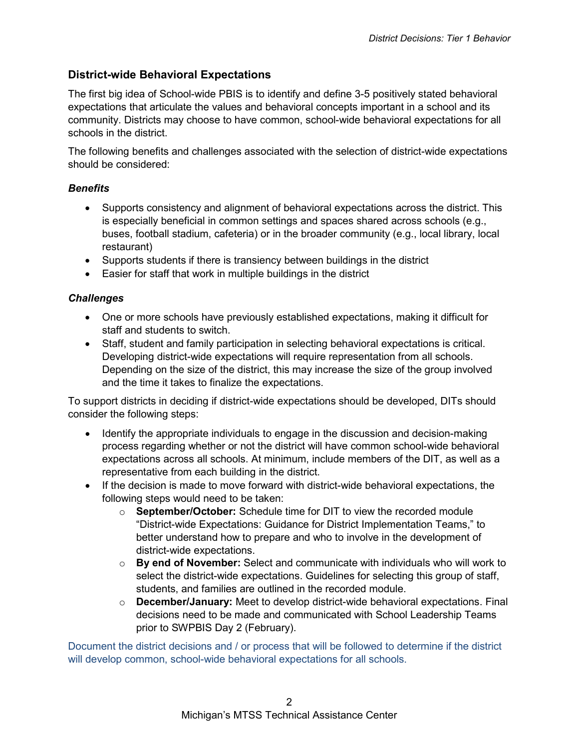## District-wide Behavioral Expectations

The first big idea of School-wide PBIS is to identify and define 3-5 positively stated behavioral expectations that articulate the values and behavioral concepts important in a school and its community. Districts may choose to have common, school-wide behavioral expectations for all schools in the district.

The following benefits and challenges associated with the selection of district-wide expectations should be considered:

### *Benefits*

- Supports consistency and alignment of behavioral expectations across the district. This is especially beneficial in common settings and spaces shared across schools (e.g., buses, football stadium, cafeteria) or in the broader community (e.g., local library, local restaurant)
- Supports students if there is transiency between buildings in the district
- Easier for staff that work in multiple buildings in the district

### *Challenges*

- One or more schools have previously established expectations, making it difficult for staff and students to switch.
- Staff, student and family participation in selecting behavioral expectations is critical. Developing district-wide expectations will require representation from all schools. Depending on the size of the district, this may increase the size of the group involved and the time it takes to finalize the expectations.

To support districts in deciding if district-wide expectations should be developed, DITs should consider the following steps:

- Identify the appropriate individuals to engage in the discussion and decision-making process regarding whether or not the district will have common school-wide behavioral expectations across all schools. At minimum, include members of the DIT, as well as a representative from each building in the district.
- If the decision is made to move forward with district-wide behavioral expectations, the following steps would need to be taken:
  - **September/October:** Schedule time for DIT to view the recorded module "District-wide Expectations: Guidance for District Implementation Teams," to better understand how to prepare and who to involve in the development of district-wide expectations.
  - **By end of November:** Select and communicate with individuals who will work to select the district-wide expectations. Guidelines for selecting this group of staff, students, and families are outlined in the recorded module.
  - **December/January:** Meet to develop district-wide behavioral expectations. Final decisions need to be made and communicated with School Leadership Teams prior to SWPBIS Day 2 (February).

Document the district decisions and / or process that will be followed to determine if the district will develop common, school-wide behavioral expectations for all schools.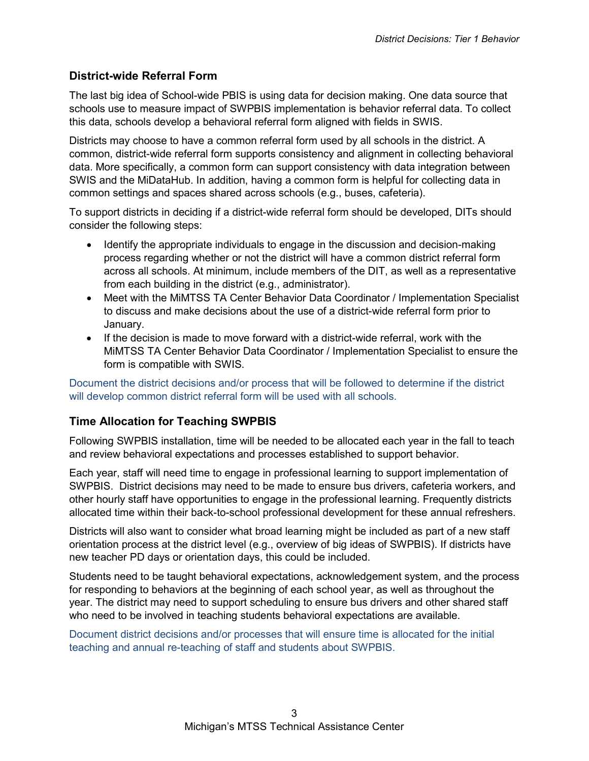## District-wide Referral Form

The last big idea of School-wide PBIS is using data for decision making. One data source that schools use to measure impact of SWPBIS implementation is behavior referral data. To collect this data, schools develop a behavioral referral form aligned with fields in SWIS.

Districts may choose to have a common referral form used by all schools in the district. A common, district-wide referral form supports consistency and alignment in collecting behavioral data. More specifically, a common form can support consistency with data integration between SWIS and the MiDataHub. In addition, having a common form is helpful for collecting data in common settings and spaces shared across schools (e.g., buses, cafeteria).

To support districts in deciding if a district-wide referral form should be developed, DITs should consider the following steps:

- Identify the appropriate individuals to engage in the discussion and decision-making process regarding whether or not the district will have a common district referral form across all schools. At minimum, include members of the DIT, as well as a representative from each building in the district (e.g., administrator).
- Meet with the MiMTSS TA Center Behavior Data Coordinator / Implementation Specialist to discuss and make decisions about the use of a district-wide referral form prior to January.
- If the decision is made to move forward with a district-wide referral, work with the MiMTSS TA Center Behavior Data Coordinator / Implementation Specialist to ensure the form is compatible with SWIS.

Document the district decisions and/or process that will be followed to determine if the district will develop common district referral form will be used with all schools.

## Time Allocation for Teaching SWPBIS

Following SWPBIS installation, time will be needed to be allocated each year in the fall to teach and review behavioral expectations and processes established to support behavior.

Each year, staff will need time to engage in professional learning to support implementation of SWPBIS. District decisions may need to be made to ensure bus drivers, cafeteria workers, and other hourly staff have opportunities to engage in the professional learning. Frequently districts allocated time within their back-to-school professional development for these annual refreshers.

Districts will also want to consider what broad learning might be included as part of a new staff orientation process at the district level (e.g., overview of big ideas of SWPBIS). If districts have new teacher PD days or orientation days, this could be included.

Students need to be taught behavioral expectations, acknowledgement system, and the process for responding to behaviors at the beginning of each school year, as well as throughout the year. The district may need to support scheduling to ensure bus drivers and other shared staff who need to be involved in teaching students behavioral expectations are available.

Document district decisions and/or processes that will ensure time is allocated for the initial teaching and annual re-teaching of staff and students about SWPBIS.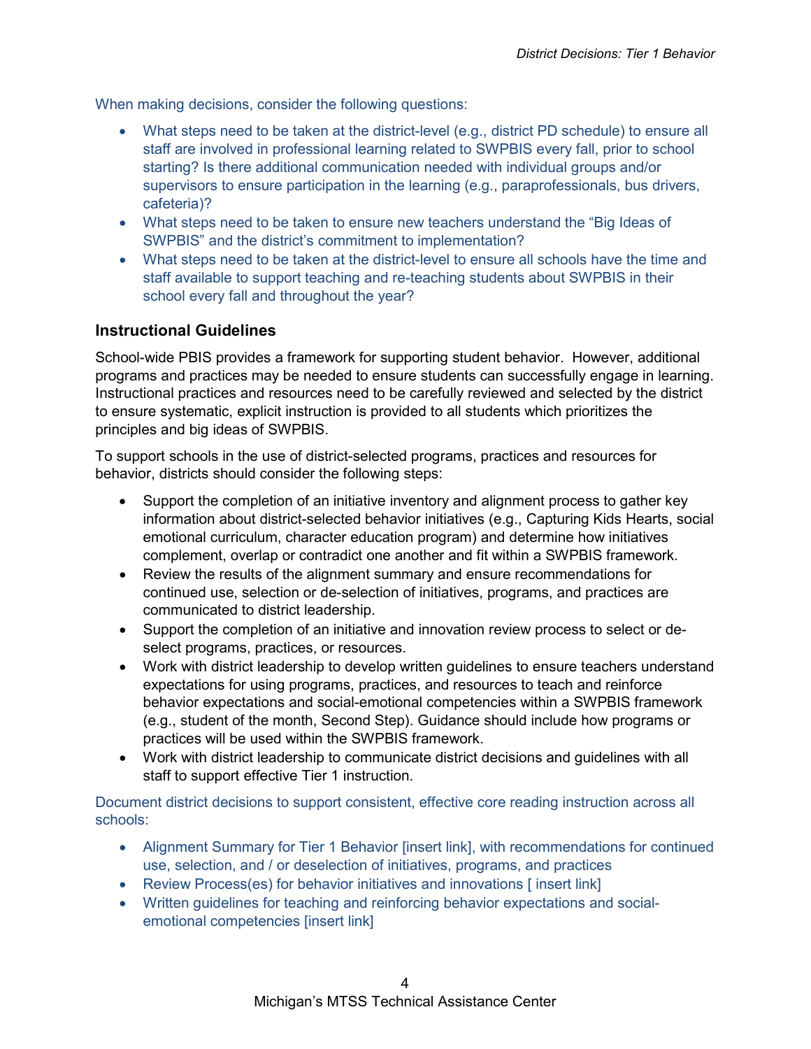When making decisions, consider the following questions:

- What steps need to be taken at the district-level (e.g., district PD schedule) to ensure all staff are involved in professional learning related to SWPBIS every fall, prior to school starting? Is there additional communication needed with individual groups and/or supervisors to ensure participation in the learning (e.g., paraprofessionals, bus drivers, cafeteria)?
- What steps need to be taken to ensure new teachers understand the "Big Ideas of SWPBIS" and the district's commitment to implementation?
- What steps need to be taken at the district-level to ensure all schools have the time and staff available to support teaching and re-teaching students about SWPBIS in their school every fall and throughout the year?

### Instructional Guidelines

School-wide PBIS provides a framework for supporting student behavior. However, additional programs and practices may be needed to ensure students can successfully engage in learning. Instructional practices and resources need to be carefully reviewed and selected by the district to ensure systematic, explicit instruction is provided to all students which prioritizes the principles and big ideas of SWPBIS.

To support schools in the use of district-selected programs, practices and resources for behavior, districts should consider the following steps:

- Support the completion of an initiative inventory and alignment process to gather key information about district-selected behavior initiatives (e.g., Capturing Kids Hearts, social emotional curriculum, character education program) and determine how initiatives complement, overlap or contradict one another and fit within a SWPBIS framework.
- Review the results of the alignment summary and ensure recommendations for continued use, selection or de-selection of initiatives, programs, and practices are communicated to district leadership.
- Support the completion of an initiative and innovation review process to select or de-select programs, practices, or resources.
- Work with district leadership to develop written guidelines to ensure teachers understand expectations for using programs, practices, and resources to teach and reinforce behavior expectations and social-emotional competencies within a SWPBIS framework (e.g., student of the month, Second Step). Guidance should include how programs or practices will be used within the SWPBIS framework.
- Work with district leadership to communicate district decisions and guidelines with all staff to support effective Tier 1 instruction.

Document district decisions to support consistent, effective core reading instruction across all schools:

- Alignment Summary for Tier 1 Behavior [insert link], with recommendations for continued use, selection, and / or deselection of initiatives, programs, and practices
- Review Process(es) for behavior initiatives and innovations [ insert link]
- Written guidelines for teaching and reinforcing behavior expectations and social-emotional competencies [insert link]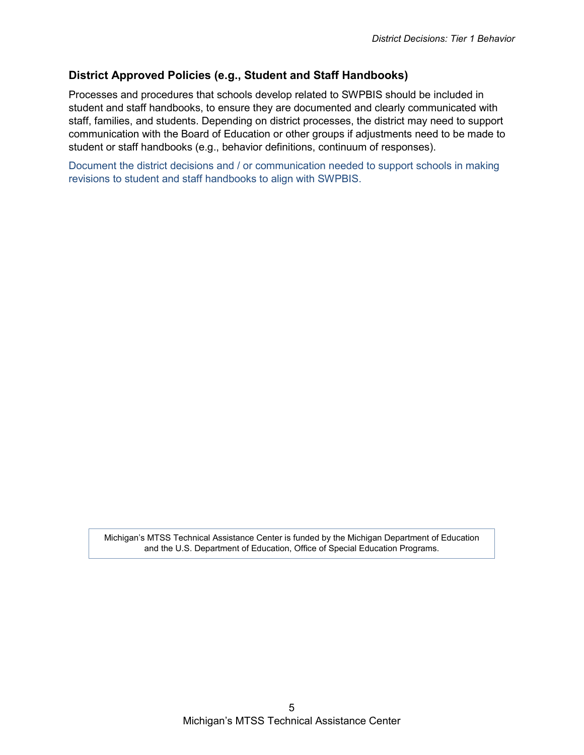## District Approved Policies (e.g., Student and Staff Handbooks)

Processes and procedures that schools develop related to SWPBIS should be included in student and staff handbooks, to ensure they are documented and clearly communicated with staff, families, and students. Depending on district processes, the district may need to support communication with the Board of Education or other groups if adjustments need to be made to student or staff handbooks (e.g., behavior definitions, continuum of responses).

Document the district decisions and / or communication needed to support schools in making revisions to student and staff handbooks to align with SWPBIS.

Michigan's MTSS Technical Assistance Center is funded by the Michigan Department of Education and the U.S. Department of Education, Office of Special Education Programs.